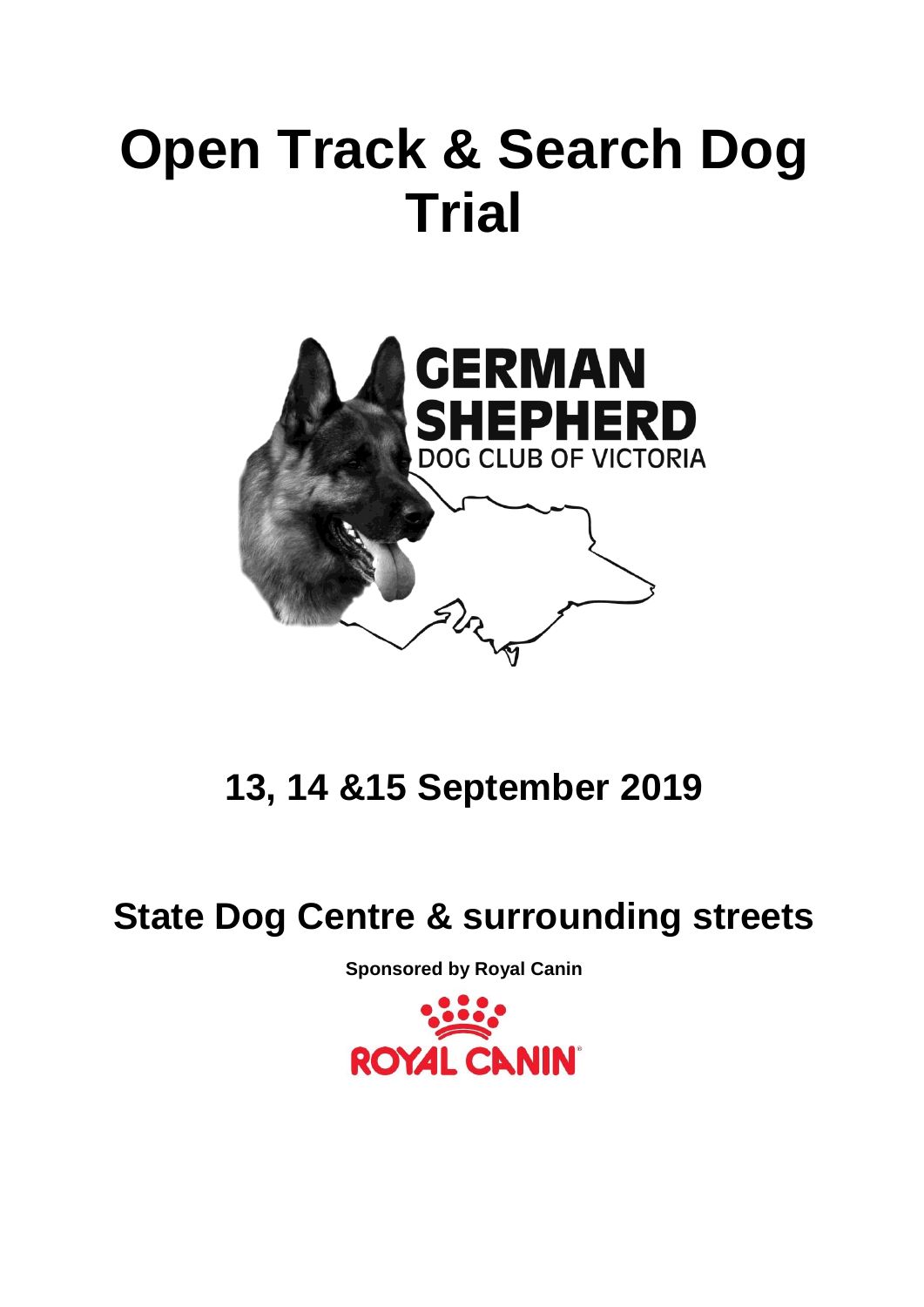# Open Track & Search Dog Trial

## 13, 14 &15 September 2019

## State Dog Centre & surrounding streets

**Sponsored by Royal Canin**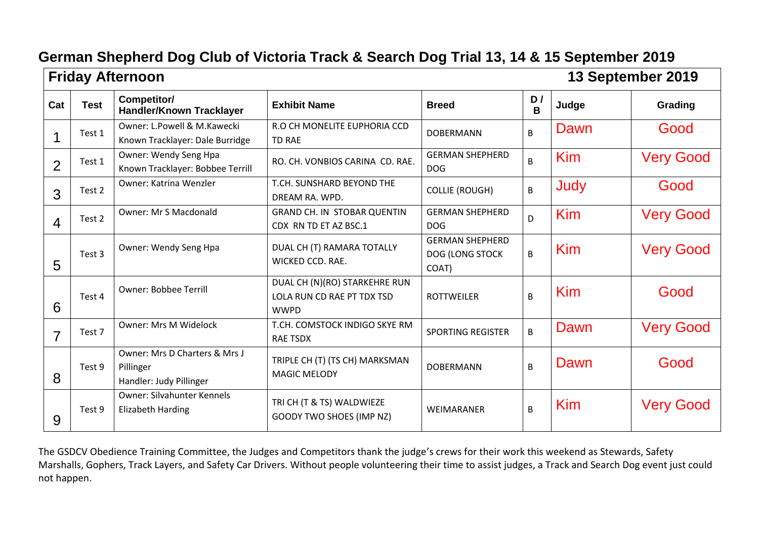# German Shepherd Dog Club of Victoria Track & Search Dog Trial 13, 14 & 15 September 2019

**Friday Afternoon** **13 September 2019**

| Cat | Test | Competitor/ Handler/Known Tracklayer | Exhibit Name | Breed | D / B | Judge | Grading |
|---|---|---|---|---|---|---|---|
| 1 | Test 1 | Owner: L.Powell & M.Kawecki Known Tracklayer: Dale Burridge | R.O CH MONELITE EUPHORIA CCD TD RAE | DOBERMANN | B | Dawn | Good |
| 2 | Test 1 | Owner: Wendy Seng Hpa Known Tracklayer: Bobbee Terrill | RO. CH. VONBIOS CARINA CD. RAE. | GERMAN SHEPHERD DOG | B | Kim | Very Good |
| 3 | Test 2 | Owner: Katrina Wenzler | T.CH. SUNSHARD BEYOND THE DREAM RA. WPD. | COLLIE (ROUGH) | B | Judy | Good |
| 4 | Test 2 | Owner: Mr S Macdonald | GRAND CH. IN STOBAR QUENTIN CDX RN TD ET AZ BSC.1 | GERMAN SHEPHERD DOG | D | Kim | Very Good |
| 5 | Test 3 | Owner: Wendy Seng Hpa | DUAL CH (T) RAMARA TOTALLY WICKED CCD. RAE. | GERMAN SHEPHERD DOG (LONG STOCK COAT) | B | Kim | Very Good |
| 6 | Test 4 | Owner: Bobbee Terrill | DUAL CH (N)(RO) STARKEHRE RUN LOLA RUN CD RAE PT TDX TSD WWPD | ROTTWEILER | B | Kim | Good |
| 7 | Test 7 | Owner: Mrs M Widelock | T.CH. COMSTOCK INDIGO SKYE RM RAE TSDX | SPORTING REGISTER | B | Dawn | Very Good |
| 8 | Test 9 | Owner: Mrs D Charters & Mrs J Pillinger Handler: Judy Pillinger | TRIPLE CH (T) (TS CH) MARKSMAN MAGIC MELODY | DOBERMANN | B | Dawn | Good |
| 9 | Test 9 | Owner: Silvahunter Kennels Elizabeth Harding | TRI CH (T & TS) WALDWIEZE GOODY TWO SHOES (IMP NZ) | WEIMARANER | B | Kim | Very Good |

The GSDCV Obedience Training Committee, the Judges and Competitors thank the judge's crews for their work this weekend as Stewards, Safety Marshalls, Gophers, Track Layers, and Safety Car Drivers. Without people volunteering their time to assist judges, a Track and Search Dog event just could not happen.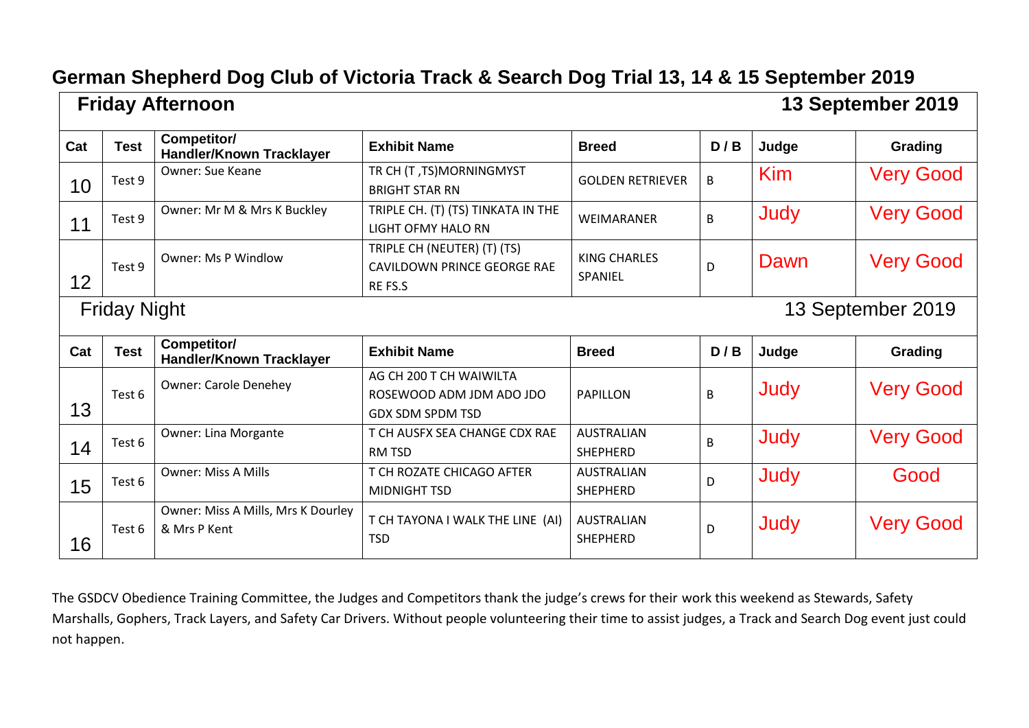# German Shepherd Dog Club of Victoria Track & Search Dog Trial 13, 14 & 15 September 2019

## Friday Afternoon — 13 September 2019

| Cat | Test | Competitor/ Handler/Known Tracklayer | Exhibit Name | Breed | D / B | Judge | Grading |
|---|---|---|---|---|---|---|---|
| 10 | Test 9 | Owner: Sue Keane | TR CH (T ,TS)MORNINGMYST BRIGHT STAR RN | GOLDEN RETRIEVER | B | Kim | Very Good |
| 11 | Test 9 | Owner: Mr M & Mrs K Buckley | TRIPLE CH. (T) (TS) TINKATA IN THE LIGHT OFMY HALO RN | WEIMARANER | B | Judy | Very Good |
| 12 | Test 9 | Owner: Ms P Windlow | TRIPLE CH (NEUTER) (T) (TS) CAVILDOWN PRINCE GEORGE RAE RE FS.S | KING CHARLES SPANIEL | D | Dawn | Very Good |

## Friday Night — 13 September 2019

| Cat | Test | Competitor/ Handler/Known Tracklayer | Exhibit Name | Breed | D / B | Judge | Grading |
|---|---|---|---|---|---|---|---|
| 13 | Test 6 | Owner: Carole Denehey | AG CH 200 T CH WAIWILTA ROSEWOOD ADM JDM ADO JDO GDX SDM SPDM TSD | PAPILLON | B | Judy | Very Good |
| 14 | Test 6 | Owner: Lina Morgante | T CH AUSFX SEA CHANGE CDX RAE RM TSD | AUSTRALIAN SHEPHERD | B | Judy | Very Good |
| 15 | Test 6 | Owner: Miss A Mills | T CH ROZATE CHICAGO AFTER MIDNIGHT TSD | AUSTRALIAN SHEPHERD | D | Judy | Good |
| 16 | Test 6 | Owner: Miss A Mills, Mrs K Dourley & Mrs P Kent | T CH TAYONA I WALK THE LINE (AI) TSD | AUSTRALIAN SHEPHERD | D | Judy | Very Good |

The GSDCV Obedience Training Committee, the Judges and Competitors thank the judge's crews for their work this weekend as Stewards, Safety Marshalls, Gophers, Track Layers, and Safety Car Drivers. Without people volunteering their time to assist judges, a Track and Search Dog event just could not happen.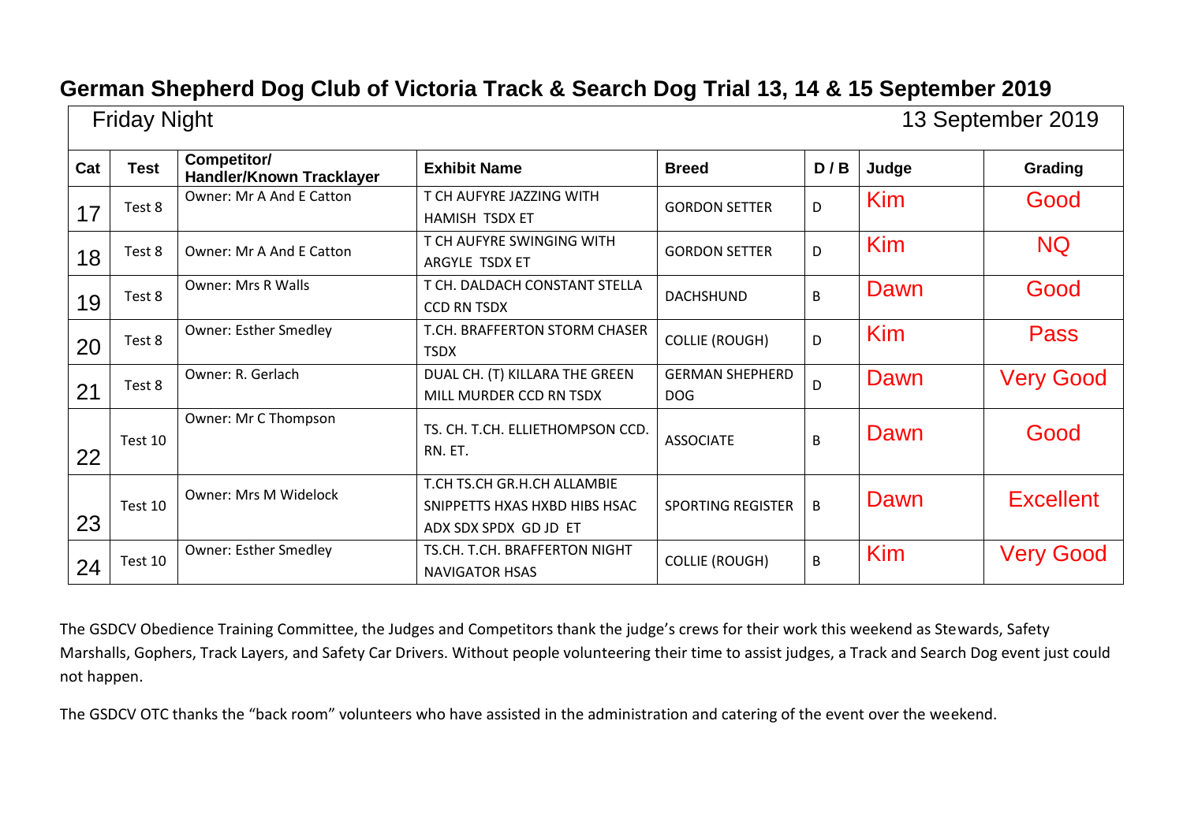# German Shepherd Dog Club of Victoria Track & Search Dog Trial 13, 14 & 15 September 2019

Friday Night 13 September 2019

| Cat | Test | Competitor/ Handler/Known Tracklayer | Exhibit Name | Breed | D / B | Judge | Grading |
|---|---|---|---|---|---|---|---|
| 17 | Test 8 | Owner: Mr A And E Catton | T CH AUFYRE JAZZING WITH HAMISH TSDX ET | GORDON SETTER | D | Kim | Good |
| 18 | Test 8 | Owner: Mr A And E Catton | T CH AUFYRE SWINGING WITH ARGYLE TSDX ET | GORDON SETTER | D | Kim | NQ |
| 19 | Test 8 | Owner: Mrs R Walls | T CH. DALDACH CONSTANT STELLA CCD RN TSDX | DACHSHUND | B | Dawn | Good |
| 20 | Test 8 | Owner: Esther Smedley | T.CH. BRAFFERTON STORM CHASER TSDX | COLLIE (ROUGH) | D | Kim | Pass |
| 21 | Test 8 | Owner: R. Gerlach | DUAL CH. (T) KILLARA THE GREEN MILL MURDER CCD RN TSDX | GERMAN SHEPHERD DOG | D | Dawn | Very Good |
| 22 | Test 10 | Owner: Mr C Thompson | TS. CH. T.CH. ELLIETHOMPSON CCD. RN. ET. | ASSOCIATE | B | Dawn | Good |
| 23 | Test 10 | Owner: Mrs M Widelock | T.CH TS.CH GR.H.CH ALLAMBIE SNIPPETTS HXAS HXBD HIBS HSAC ADX SDX SPDX GD JD ET | SPORTING REGISTER | B | Dawn | Excellent |
| 24 | Test 10 | Owner: Esther Smedley | TS.CH. T.CH. BRAFFERTON NIGHT NAVIGATOR HSAS | COLLIE (ROUGH) | B | Kim | Very Good |

The GSDCV Obedience Training Committee, the Judges and Competitors thank the judge's crews for their work this weekend as Stewards, Safety Marshalls, Gophers, Track Layers, and Safety Car Drivers. Without people volunteering their time to assist judges, a Track and Search Dog event just could not happen.

The GSDCV OTC thanks the "back room" volunteers who have assisted in the administration and catering of the event over the weekend.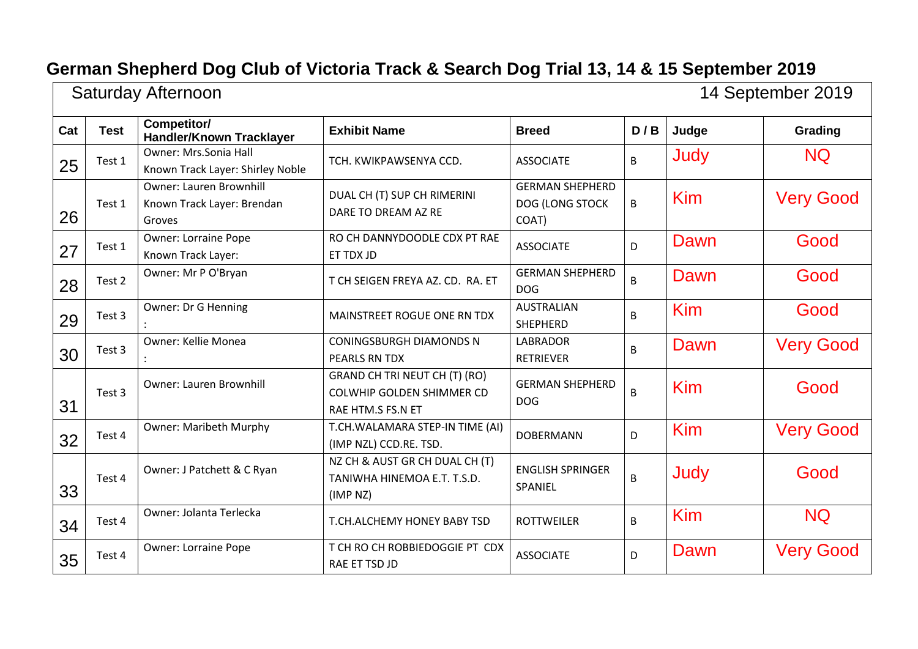# German Shepherd Dog Club of Victoria Track & Search Dog Trial 13, 14 & 15 September 2019

Saturday Afternoon 14 September 2019

| Cat | Test | Competitor/ Handler/Known Tracklayer | Exhibit Name | Breed | D / B | Judge | Grading |
|---|---|---|---|---|---|---|---|
| 25 | Test 1 | Owner: Mrs.Sonia Hall Known Track Layer: Shirley Noble | TCH. KWIKPAWSENYA CCD. | ASSOCIATE | B | Judy | NQ |
| 26 | Test 1 | Owner: Lauren Brownhill Known Track Layer: Brendan Groves | DUAL CH (T) SUP CH RIMERINI DARE TO DREAM AZ RE | GERMAN SHEPHERD DOG (LONG STOCK COAT) | B | Kim | Very Good |
| 27 | Test 1 | Owner: Lorraine Pope Known Track Layer: | RO CH DANNYDOODLE CDX PT RAE ET TDX JD | ASSOCIATE | D | Dawn | Good |
| 28 | Test 2 | Owner: Mr P O'Bryan | T CH SEIGEN FREYA AZ. CD. RA. ET | GERMAN SHEPHERD DOG | B | Dawn | Good |
| 29 | Test 3 | Owner: Dr G Henning : | MAINSTREET ROGUE ONE RN TDX | AUSTRALIAN SHEPHERD | B | Kim | Good |
| 30 | Test 3 | Owner: Kellie Monea : | CONINGSBURGH DIAMONDS N PEARLS RN TDX | LABRADOR RETRIEVER | B | Dawn | Very Good |
| 31 | Test 3 | Owner: Lauren Brownhill | GRAND CH TRI NEUT CH (T) (RO) COLWHIP GOLDEN SHIMMER CD RAE HTM.S FS.N ET | GERMAN SHEPHERD DOG | B | Kim | Good |
| 32 | Test 4 | Owner: Maribeth Murphy | T.CH.WALAMARA STEP-IN TIME (AI) (IMP NZL) CCD.RE. TSD. | DOBERMANN | D | Kim | Very Good |
| 33 | Test 4 | Owner: J Patchett & C Ryan | NZ CH & AUST GR CH DUAL CH (T) TANIWHA HINEMOA E.T. T.S.D. (IMP NZ) | ENGLISH SPRINGER SPANIEL | B | Judy | Good |
| 34 | Test 4 | Owner: Jolanta Terlecka | T.CH.ALCHEMY HONEY BABY TSD | ROTTWEILER | B | Kim | NQ |
| 35 | Test 4 | Owner: Lorraine Pope | T CH RO CH ROBBIEDOGGIE PT CDX RAE ET TSD JD | ASSOCIATE | D | Dawn | Very Good |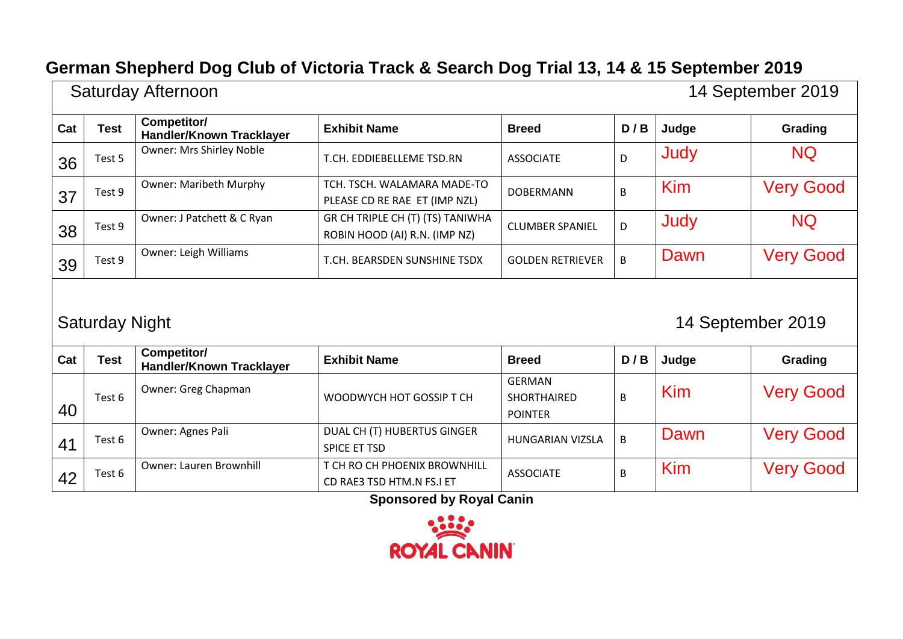# German Shepherd Dog Club of Victoria Track & Search Dog Trial 13, 14 & 15 September 2019

## Saturday Afternoon — 14 September 2019

| Cat | Test | Competitor/ Handler/Known Tracklayer | Exhibit Name | Breed | D / B | Judge | Grading |
|---|---|---|---|---|---|---|---|
| 36 | Test 5 | Owner: Mrs Shirley Noble | T.CH. EDDIEBELLEME TSD.RN | ASSOCIATE | D | Judy | NQ |
| 37 | Test 9 | Owner: Maribeth Murphy | TCH. TSCH. WALAMARA MADE-TO PLEASE CD RE RAE ET (IMP NZL) | DOBERMANN | B | Kim | Very Good |
| 38 | Test 9 | Owner: J Patchett & C Ryan | GR CH TRIPLE CH (T) (TS) TANIWHA ROBIN HOOD (AI) R.N. (IMP NZ) | CLUMBER SPANIEL | D | Judy | NQ |
| 39 | Test 9 | Owner: Leigh Williams | T.CH. BEARSDEN SUNSHINE TSDX | GOLDEN RETRIEVER | B | Dawn | Very Good |

## Saturday Night — 14 September 2019

| Cat | Test | Competitor/ Handler/Known Tracklayer | Exhibit Name | Breed | D / B | Judge | Grading |
|---|---|---|---|---|---|---|---|
| 40 | Test 6 | Owner: Greg Chapman | WOODWYCH HOT GOSSIP T CH | GERMAN SHORTHAIRED POINTER | B | Kim | Very Good |
| 41 | Test 6 | Owner: Agnes Pali | DUAL CH (T) HUBERTUS GINGER SPICE ET TSD | HUNGARIAN VIZSLA | B | Dawn | Very Good |
| 42 | Test 6 | Owner: Lauren Brownhill | T CH RO CH PHOENIX BROWNHILL CD RAE3 TSD HTM.N FS.I ET | ASSOCIATE | B | Kim | Very Good |

**Sponsored by Royal Canin**

ROYAL CANIN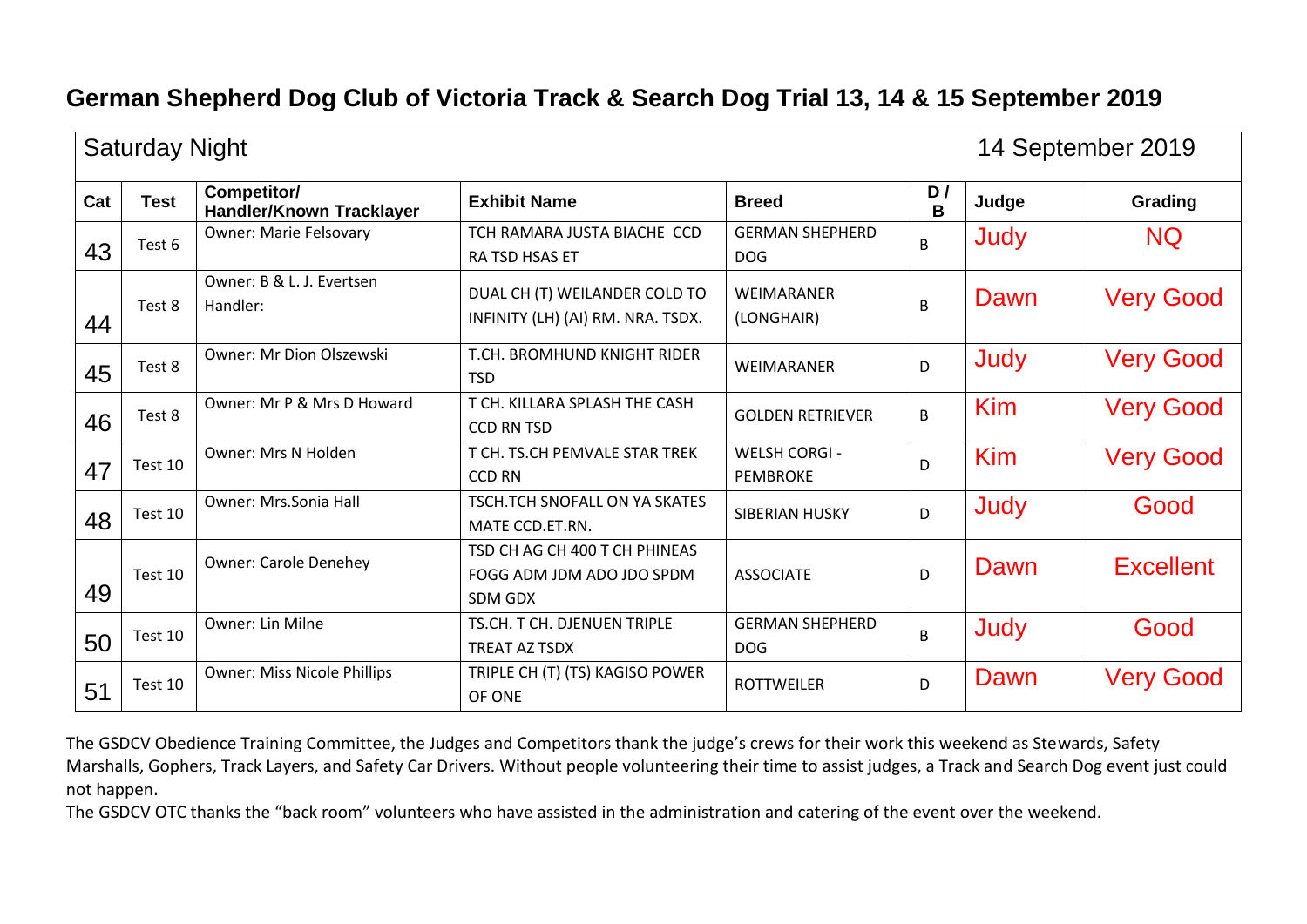# German Shepherd Dog Club of Victoria Track & Search Dog Trial 13, 14 & 15 September 2019

| Saturday Night | | | | | | | 14 September 2019 |
|---|---|---|---|---|---|---|---|
| **Cat** | **Test** | **Competitor/ Handler/Known Tracklayer** | **Exhibit Name** | **Breed** | **D / B** | **Judge** | **Grading** |
| 43 | Test 6 | Owner: Marie Felsovary | TCH RAMARA JUSTA BIACHE CCD RA TSD HSAS ET | GERMAN SHEPHERD DOG | B | Judy | NQ |
| 44 | Test 8 | Owner: B & L. J. Evertsen Handler: | DUAL CH (T) WEILANDER COLD TO INFINITY (LH) (AI) RM. NRA. TSDX. | WEIMARANER (LONGHAIR) | B | Dawn | Very Good |
| 45 | Test 8 | Owner: Mr Dion Olszewski | T.CH. BROMHUND KNIGHT RIDER TSD | WEIMARANER | D | Judy | Very Good |
| 46 | Test 8 | Owner: Mr P & Mrs D Howard | T CH. KILLARA SPLASH THE CASH CCD RN TSD | GOLDEN RETRIEVER | B | Kim | Very Good |
| 47 | Test 10 | Owner: Mrs N Holden | T CH. TS.CH PEMVALE STAR TREK CCD RN | WELSH CORGI - PEMBROKE | D | Kim | Very Good |
| 48 | Test 10 | Owner: Mrs.Sonia Hall | TSCH.TCH SNOFALL ON YA SKATES MATE CCD.ET.RN. | SIBERIAN HUSKY | D | Judy | Good |
| 49 | Test 10 | Owner: Carole Denehey | TSD CH AG CH 400 T CH PHINEAS FOGG ADM JDM ADO JDO SPDM SDM GDX | ASSOCIATE | D | Dawn | Excellent |
| 50 | Test 10 | Owner: Lin Milne | TS.CH. T CH. DJENUEN TRIPLE TREAT AZ TSDX | GERMAN SHEPHERD DOG | B | Judy | Good |
| 51 | Test 10 | Owner: Miss Nicole Phillips | TRIPLE CH (T) (TS) KAGISO POWER OF ONE | ROTTWEILER | D | Dawn | Very Good |

The GSDCV Obedience Training Committee, the Judges and Competitors thank the judge's crews for their work this weekend as Stewards, Safety Marshalls, Gophers, Track Layers, and Safety Car Drivers. Without people volunteering their time to assist judges, a Track and Search Dog event just could not happen.

The GSDCV OTC thanks the "back room" volunteers who have assisted in the administration and catering of the event over the weekend.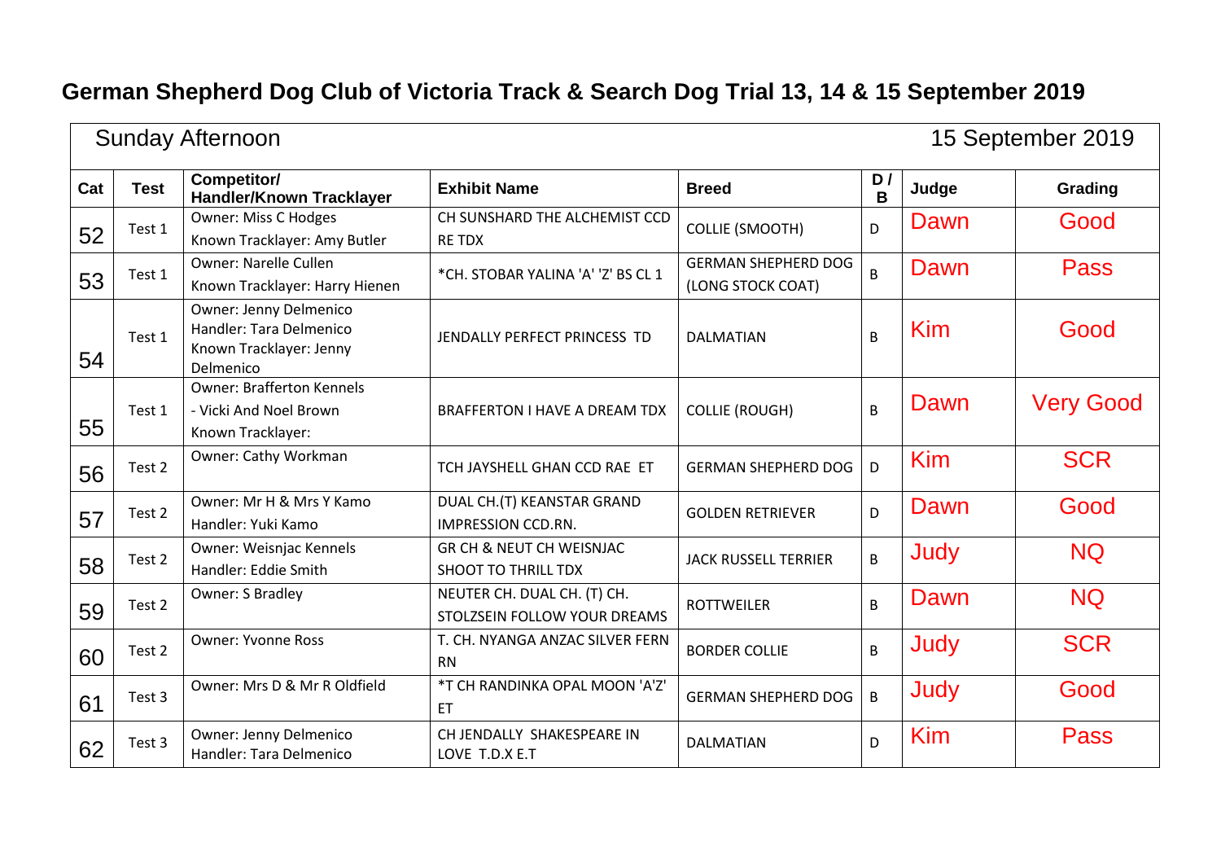# German Shepherd Dog Club of Victoria Track & Search Dog Trial 13, 14 & 15 September 2019

| Sunday Afternoon | | | | | | | 15 September 2019 |
|---|---|---|---|---|---|---|---|
| **Cat** | **Test** | **Competitor/ Handler/Known Tracklayer** | **Exhibit Name** | **Breed** | **D / B** | **Judge** | **Grading** |
| 52 | Test 1 | Owner: Miss C Hodges<br>Known Tracklayer: Amy Butler | CH SUNSHARD THE ALCHEMIST CCD RE TDX | COLLIE (SMOOTH) | D | Dawn | Good |
| 53 | Test 1 | Owner: Narelle Cullen<br>Known Tracklayer: Harry Hienen | *CH. STOBAR YALINA 'A' 'Z' BS CL 1 | GERMAN SHEPHERD DOG (LONG STOCK COAT) | B | Dawn | Pass |
| 54 | Test 1 | Owner: Jenny Delmenico<br>Handler: Tara Delmenico<br>Known Tracklayer: Jenny Delmenico | JENDALLY PERFECT PRINCESS TD | DALMATIAN | B | Kim | Good |
| 55 | Test 1 | Owner: Brafferton Kennels - Vicki And Noel Brown<br>Known Tracklayer: | BRAFFERTON I HAVE A DREAM TDX | COLLIE (ROUGH) | B | Dawn | Very Good |
| 56 | Test 2 | Owner: Cathy Workman | TCH JAYSHELL GHAN CCD RAE ET | GERMAN SHEPHERD DOG | D | Kim | SCR |
| 57 | Test 2 | Owner: Mr H & Mrs Y Kamo<br>Handler: Yuki Kamo | DUAL CH.(T) KEANSTAR GRAND IMPRESSION CCD.RN. | GOLDEN RETRIEVER | D | Dawn | Good |
| 58 | Test 2 | Owner: Weisnjac Kennels<br>Handler: Eddie Smith | GR CH & NEUT CH WEISNJAC SHOOT TO THRILL TDX | JACK RUSSELL TERRIER | B | Judy | NQ |
| 59 | Test 2 | Owner: S Bradley | NEUTER CH. DUAL CH. (T) CH. STOLZSEIN FOLLOW YOUR DREAMS | ROTTWEILER | B | Dawn | NQ |
| 60 | Test 2 | Owner: Yvonne Ross | T. CH. NYANGA ANZAC SILVER FERN RN | BORDER COLLIE | B | Judy | SCR |
| 61 | Test 3 | Owner: Mrs D & Mr R Oldfield | *T CH RANDINKA OPAL MOON 'A'Z' ET | GERMAN SHEPHERD DOG | B | Judy | Good |
| 62 | Test 3 | Owner: Jenny Delmenico<br>Handler: Tara Delmenico | CH JENDALLY SHAKESPEARE IN LOVE T.D.X E.T | DALMATIAN | D | Kim | Pass |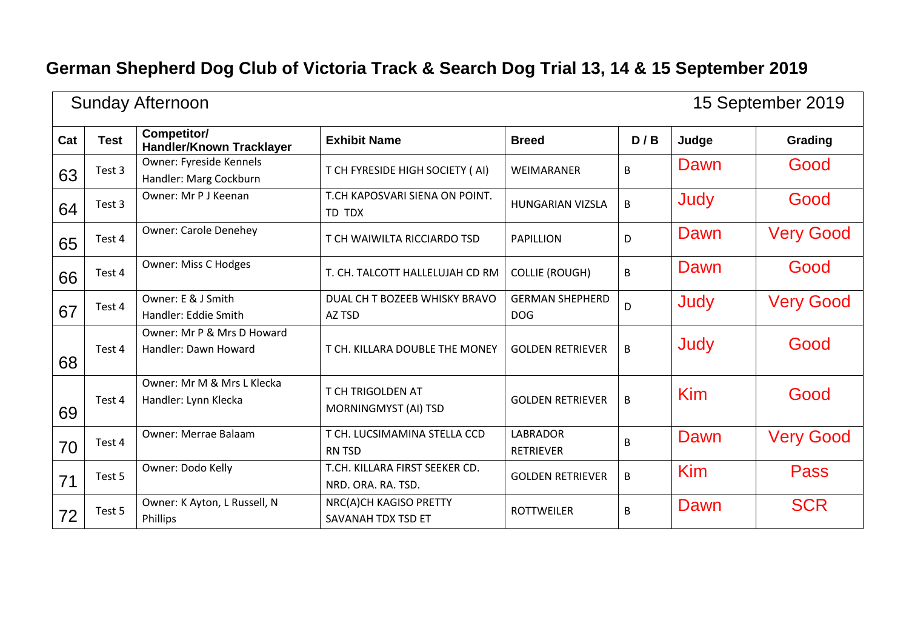# German Shepherd Dog Club of Victoria Track & Search Dog Trial 13, 14 & 15 September 2019

| Sunday Afternoon | | | | | | | 15 September 2019 |
|---|---|---|---|---|---|---|---|
| **Cat** | **Test** | **Competitor/ Handler/Known Tracklayer** | **Exhibit Name** | **Breed** | **D / B** | **Judge** | **Grading** |
| 63 | Test 3 | Owner: Fyreside Kennels<br>Handler: Marg Cockburn | T CH FYRESIDE HIGH SOCIETY ( AI) | WEIMARANER | B | Dawn | Good |
| 64 | Test 3 | Owner: Mr P J Keenan | T.CH KAPOSVARI SIENA ON POINT. TD TDX | HUNGARIAN VIZSLA | B | Judy | Good |
| 65 | Test 4 | Owner: Carole Denehey | T CH WAIWILTA RICCIARDO TSD | PAPILLION | D | Dawn | Very Good |
| 66 | Test 4 | Owner: Miss C Hodges | T. CH. TALCOTT HALLELUJAH CD RM | COLLIE (ROUGH) | B | Dawn | Good |
| 67 | Test 4 | Owner: E & J Smith<br>Handler: Eddie Smith | DUAL CH T BOZEEB WHISKY BRAVO AZ TSD | GERMAN SHEPHERD DOG | D | Judy | Very Good |
| 68 | Test 4 | Owner: Mr P & Mrs D Howard<br>Handler: Dawn Howard | T CH. KILLARA DOUBLE THE MONEY | GOLDEN RETRIEVER | B | Judy | Good |
| 69 | Test 4 | Owner: Mr M & Mrs L Klecka<br>Handler: Lynn Klecka | T CH TRIGOLDEN AT MORNINGMYST (AI) TSD | GOLDEN RETRIEVER | B | Kim | Good |
| 70 | Test 4 | Owner: Merrae Balaam | T CH. LUCSIMAMINA STELLA CCD RN TSD | LABRADOR RETRIEVER | B | Dawn | Very Good |
| 71 | Test 5 | Owner: Dodo Kelly | T.CH. KILLARA FIRST SEEKER CD. NRD. ORA. RA. TSD. | GOLDEN RETRIEVER | B | Kim | Pass |
| 72 | Test 5 | Owner: K Ayton, L Russell, N Phillips | NRC(A)CH KAGISO PRETTY SAVANAH TDX TSD ET | ROTTWEILER | B | Dawn | SCR |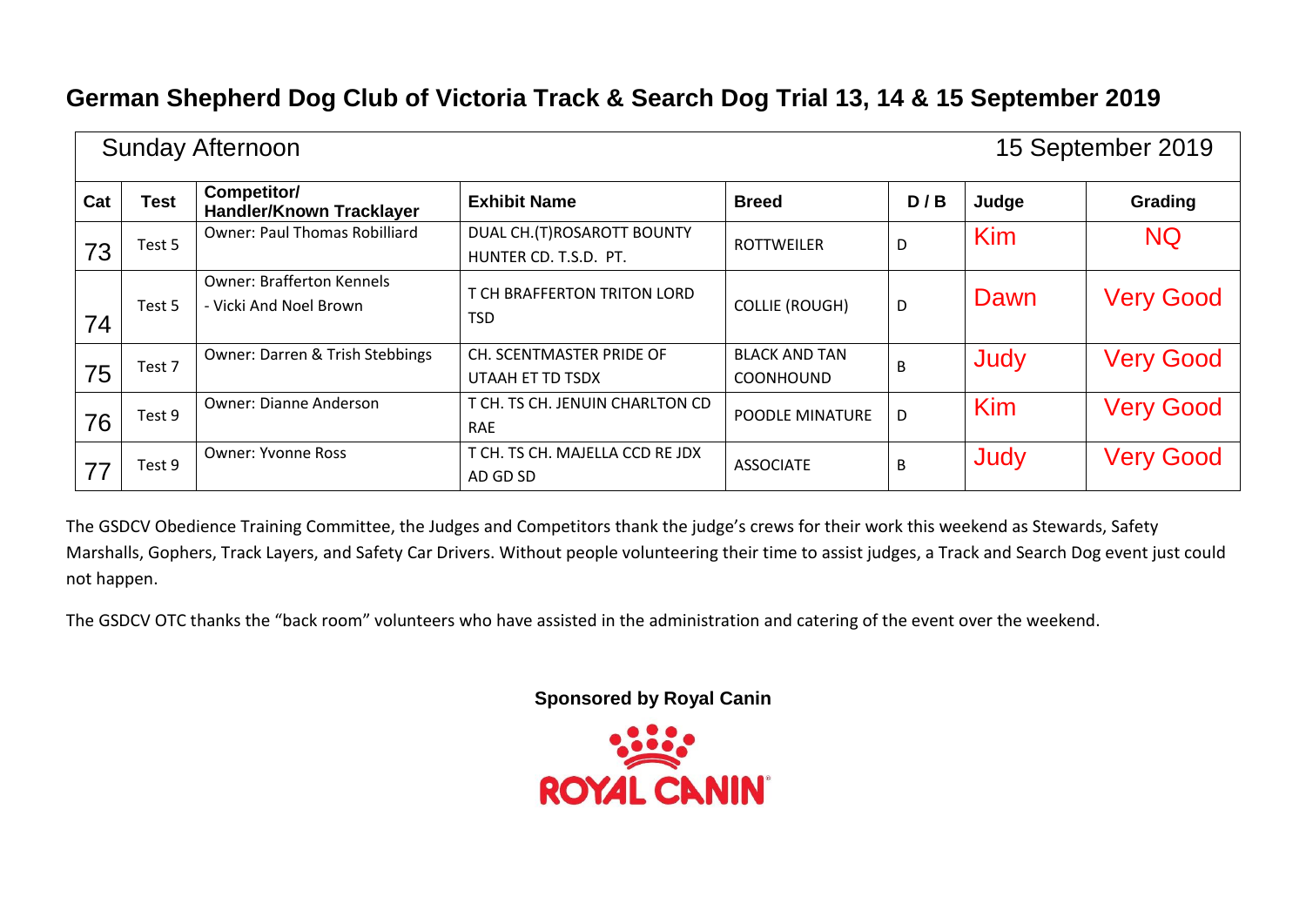# German Shepherd Dog Club of Victoria Track & Search Dog Trial 13, 14 & 15 September 2019

| Sunday Afternoon | | | | | | | 15 September 2019 |
|---|---|---|---|---|---|---|---|
| **Cat** | **Test** | **Competitor/ Handler/Known Tracklayer** | **Exhibit Name** | **Breed** | **D / B** | **Judge** | **Grading** |
| 73 | Test 5 | Owner: Paul Thomas Robilliard | DUAL CH.(T)ROSAROTT BOUNTY HUNTER CD. T.S.D. PT. | ROTTWEILER | D | Kim | NQ |
| 74 | Test 5 | Owner: Brafferton Kennels - Vicki And Noel Brown | T CH BRAFFERTON TRITON LORD TSD | COLLIE (ROUGH) | D | Dawn | Very Good |
| 75 | Test 7 | Owner: Darren & Trish Stebbings | CH. SCENTMASTER PRIDE OF UTAAH ET TD TSDX | BLACK AND TAN COONHOUND | B | Judy | Very Good |
| 76 | Test 9 | Owner: Dianne Anderson | T CH. TS CH. JENUIN CHARLTON CD RAE | POODLE MINATURE | D | Kim | Very Good |
| 77 | Test 9 | Owner: Yvonne Ross | T CH. TS CH. MAJELLA CCD RE JDX AD GD SD | ASSOCIATE | B | Judy | Very Good |

The GSDCV Obedience Training Committee, the Judges and Competitors thank the judge's crews for their work this weekend as Stewards, Safety Marshalls, Gophers, Track Layers, and Safety Car Drivers. Without people volunteering their time to assist judges, a Track and Search Dog event just could not happen.

The GSDCV OTC thanks the "back room" volunteers who have assisted in the administration and catering of the event over the weekend.

**Sponsored by Royal Canin**

ROYAL CANIN